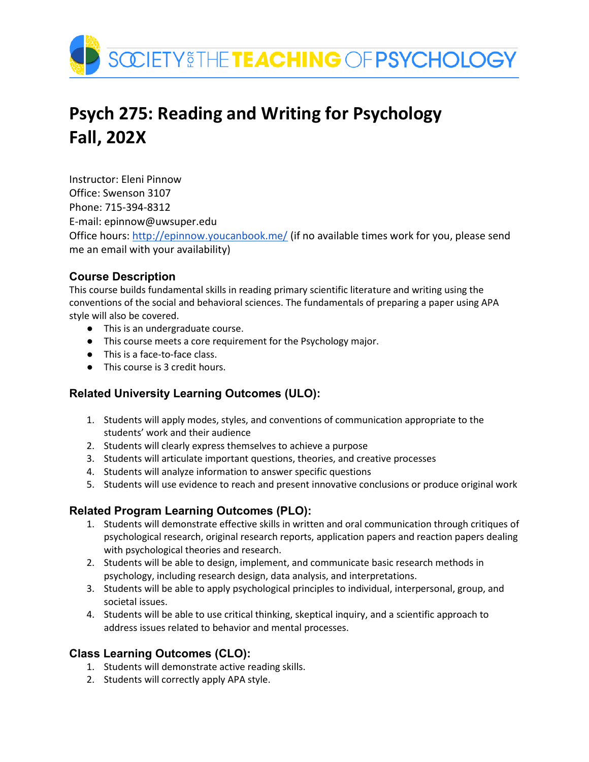SOCIETY FOR THE TEACHING OF PSYCHOLOGY

# Psych 275: Reading and Writing for Psychology
# Fall, 202X

Instructor: Eleni Pinnow
Office: Swenson 3107
Phone: 715-394-8312
E-mail: epinnow@uwsuper.edu
Office hours: http://epinnow.youcanbook.me/ (if no available times work for you, please send me an email with your availability)

## Course Description

This course builds fundamental skills in reading primary scientific literature and writing using the conventions of the social and behavioral sciences. The fundamentals of preparing a paper using APA style will also be covered.

- This is an undergraduate course.
- This course meets a core requirement for the Psychology major.
- This is a face-to-face class.
- This course is 3 credit hours.

## Related University Learning Outcomes (ULO):

1. Students will apply modes, styles, and conventions of communication appropriate to the students' work and their audience
2. Students will clearly express themselves to achieve a purpose
3. Students will articulate important questions, theories, and creative processes
4. Students will analyze information to answer specific questions
5. Students will use evidence to reach and present innovative conclusions or produce original work

## Related Program Learning Outcomes (PLO):

1. Students will demonstrate effective skills in written and oral communication through critiques of psychological research, original research reports, application papers and reaction papers dealing with psychological theories and research.
2. Students will be able to design, implement, and communicate basic research methods in psychology, including research design, data analysis, and interpretations.
3. Students will be able to apply psychological principles to individual, interpersonal, group, and societal issues.
4. Students will be able to use critical thinking, skeptical inquiry, and a scientific approach to address issues related to behavior and mental processes.

## Class Learning Outcomes (CLO):

1. Students will demonstrate active reading skills.
2. Students will correctly apply APA style.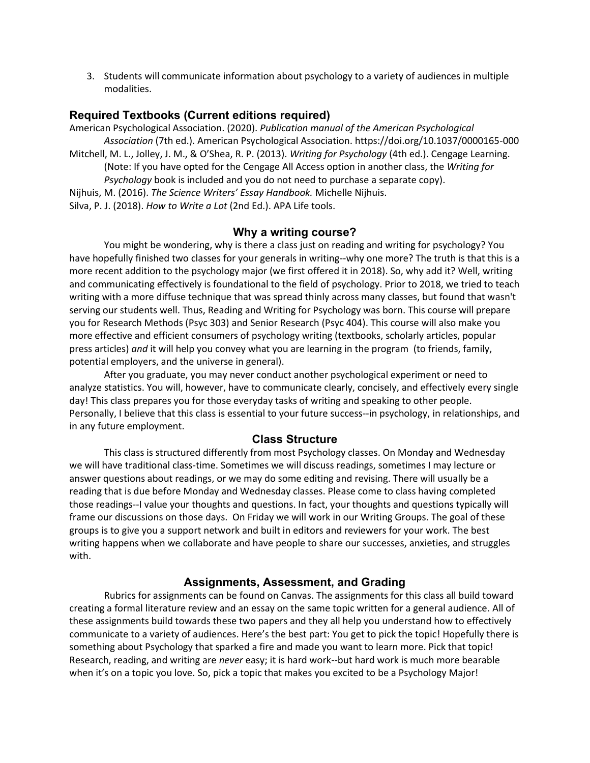3. Students will communicate information about psychology to a variety of audiences in multiple modalities.

## Required Textbooks (Current editions required)

American Psychological Association. (2020). *Publication manual of the American Psychological Association* (7th ed.). American Psychological Association. https://doi.org/10.1037/0000165-000

Mitchell, M. L., Jolley, J. M., & O'Shea, R. P. (2013). *Writing for Psychology* (4th ed.). Cengage Learning. (Note: If you have opted for the Cengage All Access option in another class, the *Writing for Psychology* book is included and you do not need to purchase a separate copy).

Nijhuis, M. (2016). *The Science Writers' Essay Handbook.* Michelle Nijhuis.

Silva, P. J. (2018). *How to Write a Lot* (2nd Ed.). APA Life tools.

## Why a writing course?

You might be wondering, why is there a class just on reading and writing for psychology? You have hopefully finished two classes for your generals in writing--why one more? The truth is that this is a more recent addition to the psychology major (we first offered it in 2018). So, why add it? Well, writing and communicating effectively is foundational to the field of psychology. Prior to 2018, we tried to teach writing with a more diffuse technique that was spread thinly across many classes, but found that wasn't serving our students well. Thus, Reading and Writing for Psychology was born. This course will prepare you for Research Methods (Psyc 303) and Senior Research (Psyc 404). This course will also make you more effective and efficient consumers of psychology writing (textbooks, scholarly articles, popular press articles) *and* it will help you convey what you are learning in the program (to friends, family, potential employers, and the universe in general).

After you graduate, you may never conduct another psychological experiment or need to analyze statistics. You will, however, have to communicate clearly, concisely, and effectively every single day! This class prepares you for those everyday tasks of writing and speaking to other people. Personally, I believe that this class is essential to your future success--in psychology, in relationships, and in any future employment.

## Class Structure

This class is structured differently from most Psychology classes. On Monday and Wednesday we will have traditional class-time. Sometimes we will discuss readings, sometimes I may lecture or answer questions about readings, or we may do some editing and revising. There will usually be a reading that is due before Monday and Wednesday classes. Please come to class having completed those readings--I value your thoughts and questions. In fact, your thoughts and questions typically will frame our discussions on those days. On Friday we will work in our Writing Groups. The goal of these groups is to give you a support network and built in editors and reviewers for your work. The best writing happens when we collaborate and have people to share our successes, anxieties, and struggles with.

## Assignments, Assessment, and Grading

Rubrics for assignments can be found on Canvas. The assignments for this class all build toward creating a formal literature review and an essay on the same topic written for a general audience. All of these assignments build towards these two papers and they all help you understand how to effectively communicate to a variety of audiences. Here's the best part: You get to pick the topic! Hopefully there is something about Psychology that sparked a fire and made you want to learn more. Pick that topic! Research, reading, and writing are *never* easy; it is hard work--but hard work is much more bearable when it's on a topic you love. So, pick a topic that makes you excited to be a Psychology Major!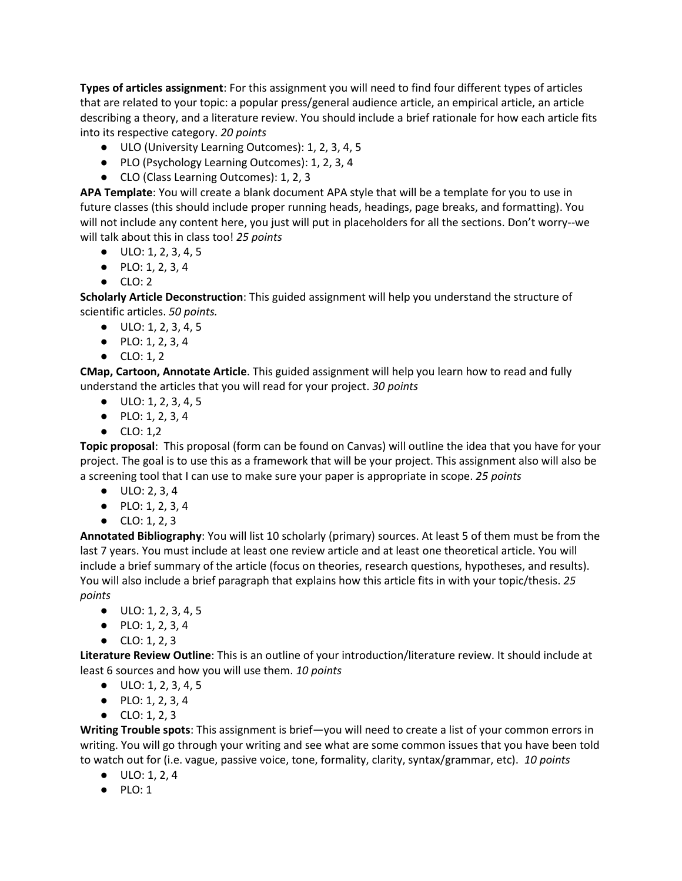**Types of articles assignment**: For this assignment you will need to find four different types of articles that are related to your topic: a popular press/general audience article, an empirical article, an article describing a theory, and a literature review. You should include a brief rationale for how each article fits into its respective category. *20 points*

- ULO (University Learning Outcomes): 1, 2, 3, 4, 5
- PLO (Psychology Learning Outcomes): 1, 2, 3, 4
- CLO (Class Learning Outcomes): 1, 2, 3

**APA Template**: You will create a blank document APA style that will be a template for you to use in future classes (this should include proper running heads, headings, page breaks, and formatting). You will not include any content here, you just will put in placeholders for all the sections. Don't worry--we will talk about this in class too! *25 points*

- ULO: 1, 2, 3, 4, 5
- PLO: 1, 2, 3, 4
- CLO: 2

**Scholarly Article Deconstruction**: This guided assignment will help you understand the structure of scientific articles. *50 points.*

- ULO: 1, 2, 3, 4, 5
- PLO: 1, 2, 3, 4
- CLO: 1, 2

**CMap, Cartoon, Annotate Article**. This guided assignment will help you learn how to read and fully understand the articles that you will read for your project. *30 points*

- ULO: 1, 2, 3, 4, 5
- PLO: 1, 2, 3, 4
- CLO: 1,2

**Topic proposal**: This proposal (form can be found on Canvas) will outline the idea that you have for your project. The goal is to use this as a framework that will be your project. This assignment also will also be a screening tool that I can use to make sure your paper is appropriate in scope. *25 points*

- ULO: 2, 3, 4
- PLO: 1, 2, 3, 4
- CLO: 1, 2, 3

**Annotated Bibliography**: You will list 10 scholarly (primary) sources. At least 5 of them must be from the last 7 years. You must include at least one review article and at least one theoretical article. You will include a brief summary of the article (focus on theories, research questions, hypotheses, and results). You will also include a brief paragraph that explains how this article fits in with your topic/thesis. *25 points*

- ULO: 1, 2, 3, 4, 5
- PLO: 1, 2, 3, 4
- CLO: 1, 2, 3

**Literature Review Outline**: This is an outline of your introduction/literature review. It should include at least 6 sources and how you will use them. *10 points*

- ULO: 1, 2, 3, 4, 5
- PLO: 1, 2, 3, 4
- CLO: 1, 2, 3

**Writing Trouble spots**: This assignment is brief—you will need to create a list of your common errors in writing. You will go through your writing and see what are some common issues that you have been told to watch out for (i.e. vague, passive voice, tone, formality, clarity, syntax/grammar, etc). *10 points*

- ULO: 1, 2, 4
- PLO: 1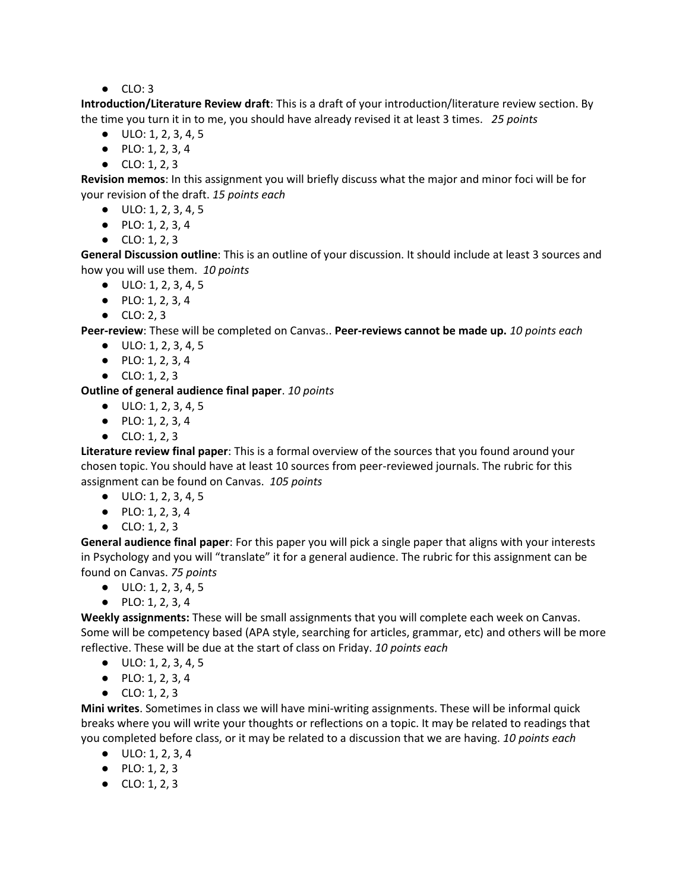- CLO: 3

**Introduction/Literature Review draft**: This is a draft of your introduction/literature review section. By the time you turn it in to me, you should have already revised it at least 3 times. *25 points*

- ULO: 1, 2, 3, 4, 5
- PLO: 1, 2, 3, 4
- CLO: 1, 2, 3

**Revision memos**: In this assignment you will briefly discuss what the major and minor foci will be for your revision of the draft. *15 points each*

- ULO: 1, 2, 3, 4, 5
- PLO: 1, 2, 3, 4
- CLO: 1, 2, 3

**General Discussion outline**: This is an outline of your discussion. It should include at least 3 sources and how you will use them. *10 points*

- ULO: 1, 2, 3, 4, 5
- PLO: 1, 2, 3, 4
- CLO: 2, 3

**Peer-review**: These will be completed on Canvas.. **Peer-reviews cannot be made up.** *10 points each*

- ULO: 1, 2, 3, 4, 5
- PLO: 1, 2, 3, 4
- CLO: 1, 2, 3

**Outline of general audience final paper**. *10 points*

- ULO: 1, 2, 3, 4, 5
- PLO: 1, 2, 3, 4
- CLO: 1, 2, 3

**Literature review final paper**: This is a formal overview of the sources that you found around your chosen topic. You should have at least 10 sources from peer-reviewed journals. The rubric for this assignment can be found on Canvas. *105 points*

- ULO: 1, 2, 3, 4, 5
- PLO: 1, 2, 3, 4
- CLO: 1, 2, 3

**General audience final paper**: For this paper you will pick a single paper that aligns with your interests in Psychology and you will "translate" it for a general audience. The rubric for this assignment can be found on Canvas. *75 points*

- ULO: 1, 2, 3, 4, 5
- PLO: 1, 2, 3, 4

**Weekly assignments:** These will be small assignments that you will complete each week on Canvas. Some will be competency based (APA style, searching for articles, grammar, etc) and others will be more reflective. These will be due at the start of class on Friday. *10 points each*

- ULO: 1, 2, 3, 4, 5
- PLO: 1, 2, 3, 4
- CLO: 1, 2, 3

**Mini writes**. Sometimes in class we will have mini-writing assignments. These will be informal quick breaks where you will write your thoughts or reflections on a topic. It may be related to readings that you completed before class, or it may be related to a discussion that we are having. *10 points each*

- ULO: 1, 2, 3, 4
- PLO: 1, 2, 3
- CLO: 1, 2, 3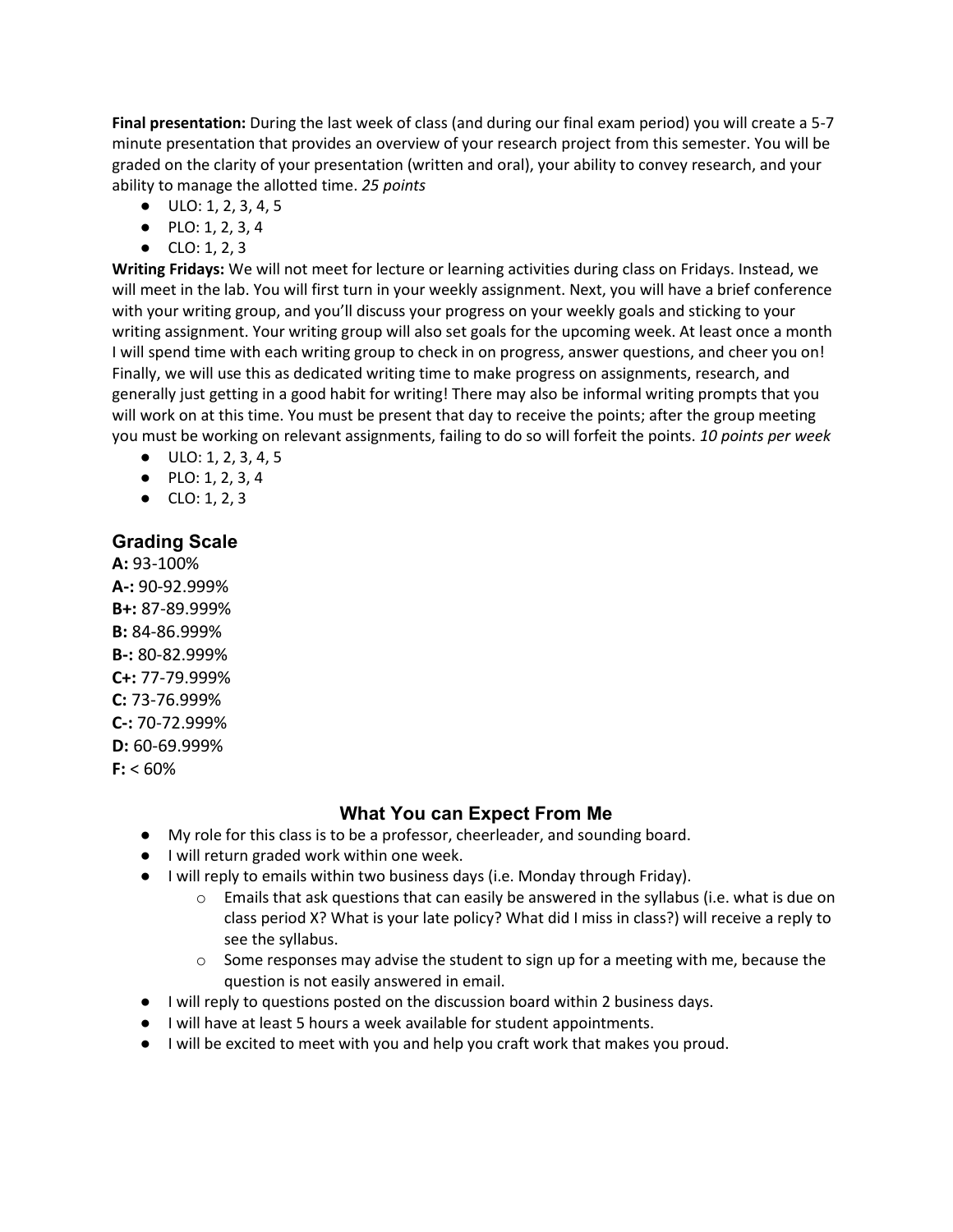**Final presentation:** During the last week of class (and during our final exam period) you will create a 5-7 minute presentation that provides an overview of your research project from this semester. You will be graded on the clarity of your presentation (written and oral), your ability to convey research, and your ability to manage the allotted time. *25 points*

- ULO: 1, 2, 3, 4, 5
- PLO: 1, 2, 3, 4
- CLO: 1, 2, 3

**Writing Fridays:** We will not meet for lecture or learning activities during class on Fridays. Instead, we will meet in the lab. You will first turn in your weekly assignment. Next, you will have a brief conference with your writing group, and you'll discuss your progress on your weekly goals and sticking to your writing assignment. Your writing group will also set goals for the upcoming week. At least once a month I will spend time with each writing group to check in on progress, answer questions, and cheer you on! Finally, we will use this as dedicated writing time to make progress on assignments, research, and generally just getting in a good habit for writing! There may also be informal writing prompts that you will work on at this time. You must be present that day to receive the points; after the group meeting you must be working on relevant assignments, failing to do so will forfeit the points. *10 points per week*

- ULO: 1, 2, 3, 4, 5
- PLO: 1, 2, 3, 4
- CLO: 1, 2, 3

## Grading Scale

**A:** 93-100%
**A-:** 90-92.999%
**B+:** 87-89.999%
**B:** 84-86.999%
**B-:** 80-82.999%
**C+:** 77-79.999%
**C:** 73-76.999%
**C-:** 70-72.999%
**D:** 60-69.999%
**F:** < 60%

## What You can Expect From Me

- My role for this class is to be a professor, cheerleader, and sounding board.
- I will return graded work within one week.
- I will reply to emails within two business days (i.e. Monday through Friday).
    - Emails that ask questions that can easily be answered in the syllabus (i.e. what is due on class period X? What is your late policy? What did I miss in class?) will receive a reply to see the syllabus.
    - Some responses may advise the student to sign up for a meeting with me, because the question is not easily answered in email.
- I will reply to questions posted on the discussion board within 2 business days.
- I will have at least 5 hours a week available for student appointments.
- I will be excited to meet with you and help you craft work that makes you proud.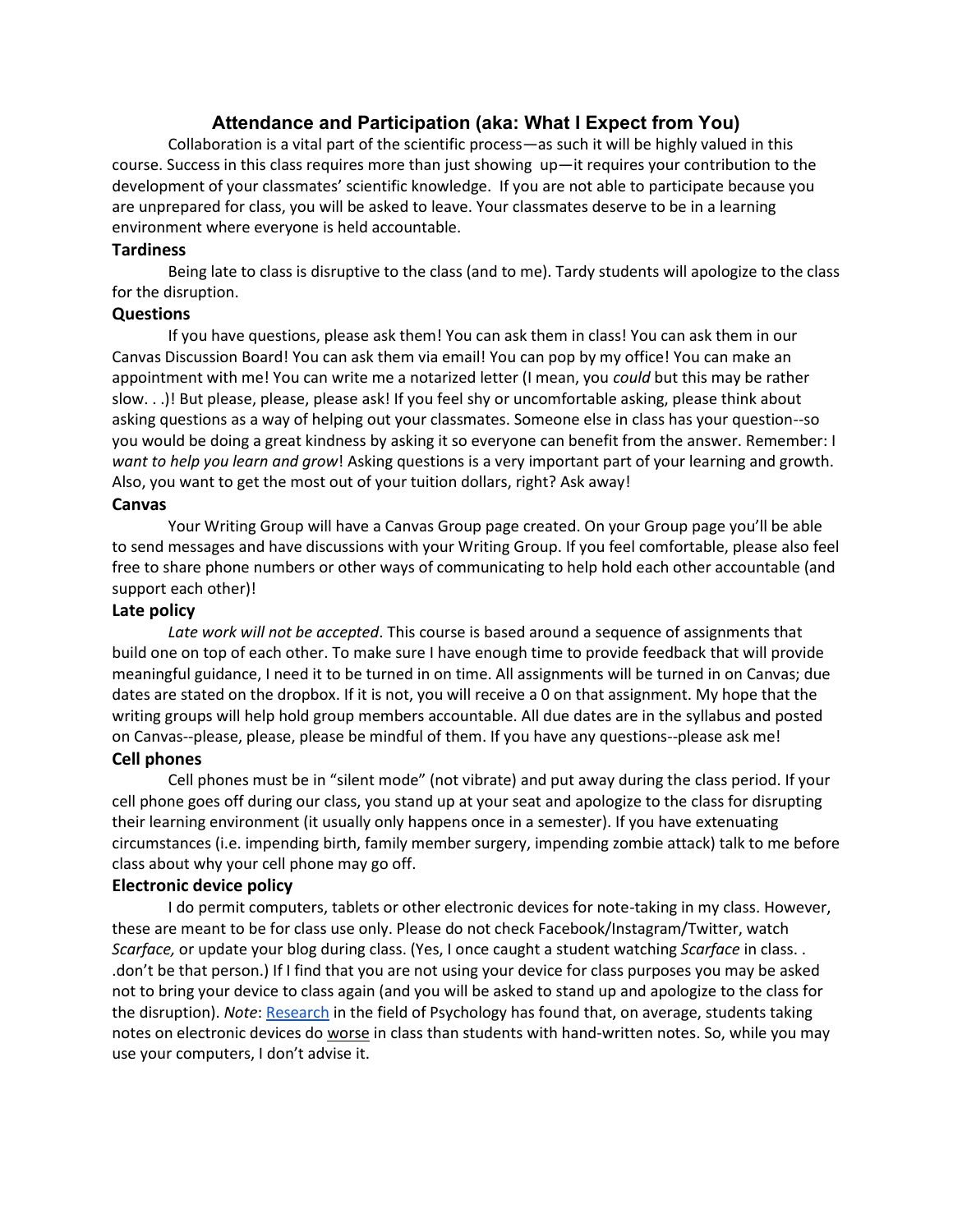## Attendance and Participation (aka: What I Expect from You)

Collaboration is a vital part of the scientific process—as such it will be highly valued in this course. Success in this class requires more than just showing up—it requires your contribution to the development of your classmates' scientific knowledge. If you are not able to participate because you are unprepared for class, you will be asked to leave. Your classmates deserve to be in a learning environment where everyone is held accountable.

### Tardiness

Being late to class is disruptive to the class (and to me). Tardy students will apologize to the class for the disruption.

### Questions

If you have questions, please ask them! You can ask them in class! You can ask them in our Canvas Discussion Board! You can ask them via email! You can pop by my office! You can make an appointment with me! You can write me a notarized letter (I mean, you *could* but this may be rather slow. . .)! But please, please, please ask! If you feel shy or uncomfortable asking, please think about asking questions as a way of helping out your classmates. Someone else in class has your question--so you would be doing a great kindness by asking it so everyone can benefit from the answer. Remember: I *want to help you learn and grow*! Asking questions is a very important part of your learning and growth. Also, you want to get the most out of your tuition dollars, right? Ask away!

### Canvas

Your Writing Group will have a Canvas Group page created. On your Group page you'll be able to send messages and have discussions with your Writing Group. If you feel comfortable, please also feel free to share phone numbers or other ways of communicating to help hold each other accountable (and support each other)!

### Late policy

*Late work will not be accepted*. This course is based around a sequence of assignments that build one on top of each other. To make sure I have enough time to provide feedback that will provide meaningful guidance, I need it to be turned in on time. All assignments will be turned in on Canvas; due dates are stated on the dropbox. If it is not, you will receive a 0 on that assignment. My hope that the writing groups will help hold group members accountable. All due dates are in the syllabus and posted on Canvas--please, please, please be mindful of them. If you have any questions--please ask me!

### Cell phones

Cell phones must be in "silent mode" (not vibrate) and put away during the class period. If your cell phone goes off during our class, you stand up at your seat and apologize to the class for disrupting their learning environment (it usually only happens once in a semester). If you have extenuating circumstances (i.e. impending birth, family member surgery, impending zombie attack) talk to me before class about why your cell phone may go off.

### Electronic device policy

I do permit computers, tablets or other electronic devices for note-taking in my class. However, these are meant to be for class use only. Please do not check Facebook/Instagram/Twitter, watch *Scarface,* or update your blog during class. (Yes, I once caught a student watching *Scarface* in class. . .don't be that person.) If I find that you are not using your device for class purposes you may be asked not to bring your device to class again (and you will be asked to stand up and apologize to the class for the disruption). *Note*: Research in the field of Psychology has found that, on average, students taking notes on electronic devices do worse in class than students with hand-written notes. So, while you may use your computers, I don't advise it.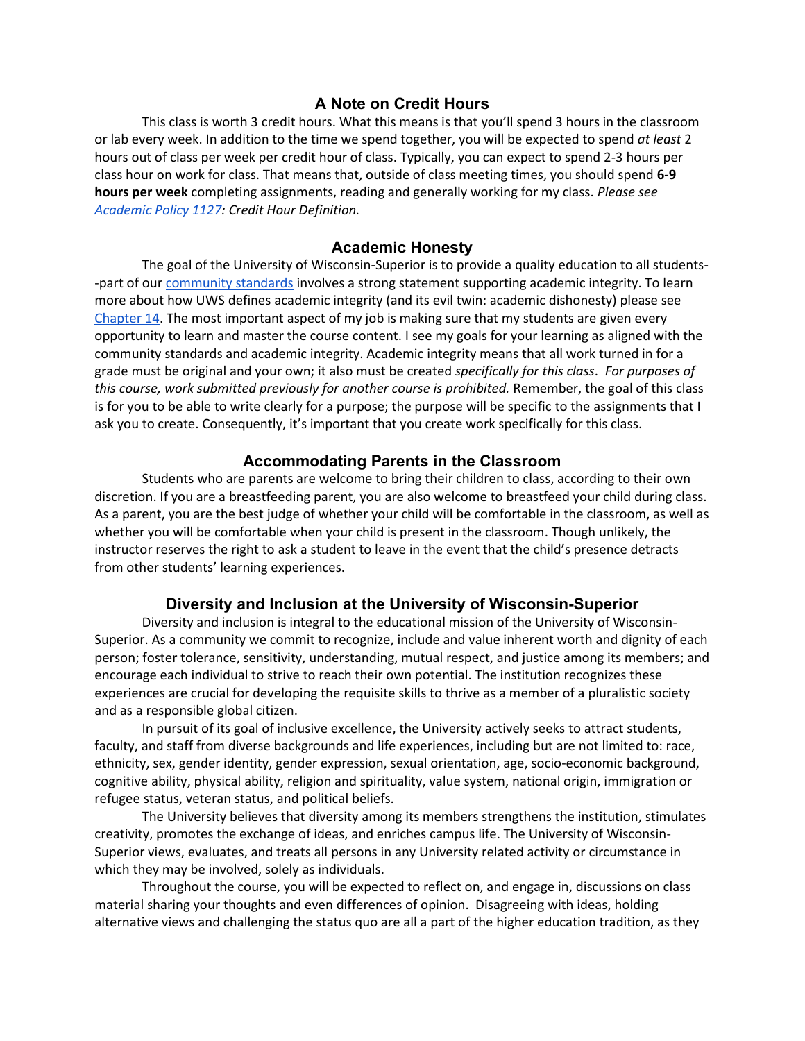## A Note on Credit Hours

This class is worth 3 credit hours. What this means is that you'll spend 3 hours in the classroom or lab every week. In addition to the time we spend together, you will be expected to spend *at least* 2 hours out of class per week per credit hour of class. Typically, you can expect to spend 2-3 hours per class hour on work for class. That means that, outside of class meeting times, you should spend **6-9 hours per week** completing assignments, reading and generally working for my class. *Please see [Academic Policy 1127](): Credit Hour Definition.*

## Academic Honesty

The goal of the University of Wisconsin-Superior is to provide a quality education to all students--part of our [community standards]() involves a strong statement supporting academic integrity. To learn more about how UWS defines academic integrity (and its evil twin: academic dishonesty) please see [Chapter 14](). The most important aspect of my job is making sure that my students are given every opportunity to learn and master the course content. I see my goals for your learning as aligned with the community standards and academic integrity. Academic integrity means that all work turned in for a grade must be original and your own; it also must be created *specifically for this class*. *For purposes of this course, work submitted previously for another course is prohibited.* Remember, the goal of this class is for you to be able to write clearly for a purpose; the purpose will be specific to the assignments that I ask you to create. Consequently, it's important that you create work specifically for this class.

## Accommodating Parents in the Classroom

Students who are parents are welcome to bring their children to class, according to their own discretion. If you are a breastfeeding parent, you are also welcome to breastfeed your child during class. As a parent, you are the best judge of whether your child will be comfortable in the classroom, as well as whether you will be comfortable when your child is present in the classroom. Though unlikely, the instructor reserves the right to ask a student to leave in the event that the child's presence detracts from other students' learning experiences.

## Diversity and Inclusion at the University of Wisconsin-Superior

Diversity and inclusion is integral to the educational mission of the University of Wisconsin-Superior. As a community we commit to recognize, include and value inherent worth and dignity of each person; foster tolerance, sensitivity, understanding, mutual respect, and justice among its members; and encourage each individual to strive to reach their own potential. The institution recognizes these experiences are crucial for developing the requisite skills to thrive as a member of a pluralistic society and as a responsible global citizen.

In pursuit of its goal of inclusive excellence, the University actively seeks to attract students, faculty, and staff from diverse backgrounds and life experiences, including but are not limited to: race, ethnicity, sex, gender identity, gender expression, sexual orientation, age, socio-economic background, cognitive ability, physical ability, religion and spirituality, value system, national origin, immigration or refugee status, veteran status, and political beliefs.

The University believes that diversity among its members strengthens the institution, stimulates creativity, promotes the exchange of ideas, and enriches campus life. The University of Wisconsin-Superior views, evaluates, and treats all persons in any University related activity or circumstance in which they may be involved, solely as individuals.

Throughout the course, you will be expected to reflect on, and engage in, discussions on class material sharing your thoughts and even differences of opinion. Disagreeing with ideas, holding alternative views and challenging the status quo are all a part of the higher education tradition, as they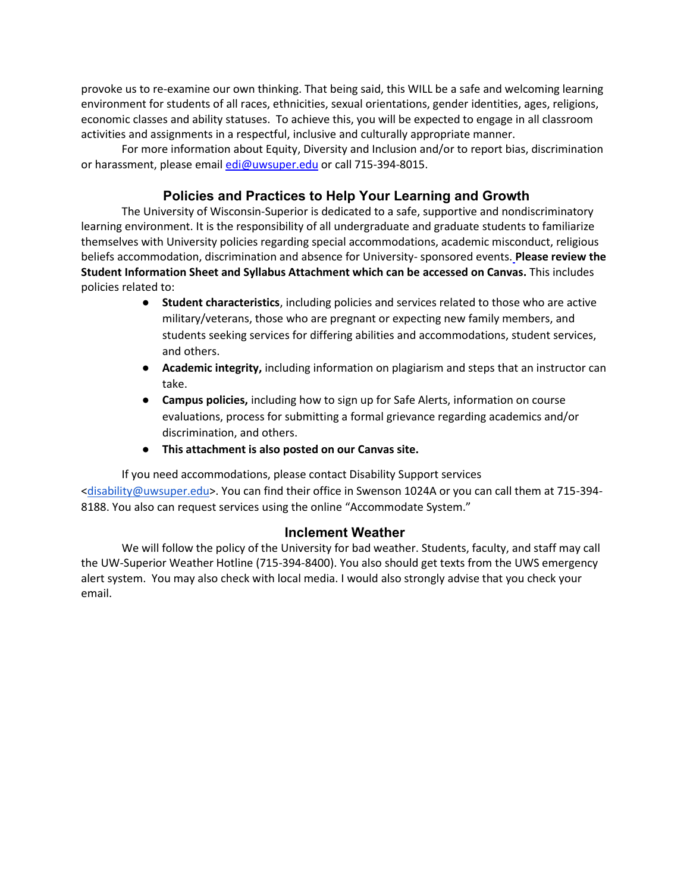provoke us to re-examine our own thinking. That being said, this WILL be a safe and welcoming learning environment for students of all races, ethnicities, sexual orientations, gender identities, ages, religions, economic classes and ability statuses. To achieve this, you will be expected to engage in all classroom activities and assignments in a respectful, inclusive and culturally appropriate manner.

For more information about Equity, Diversity and Inclusion and/or to report bias, discrimination or harassment, please email edi@uwsuper.edu or call 715-394-8015.

## Policies and Practices to Help Your Learning and Growth

The University of Wisconsin-Superior is dedicated to a safe, supportive and nondiscriminatory learning environment. It is the responsibility of all undergraduate and graduate students to familiarize themselves with University policies regarding special accommodations, academic misconduct, religious beliefs accommodation, discrimination and absence for University- sponsored events. **Please review the Student Information Sheet and Syllabus Attachment which can be accessed on Canvas.** This includes policies related to:

- **Student characteristics**, including policies and services related to those who are active military/veterans, those who are pregnant or expecting new family members, and students seeking services for differing abilities and accommodations, student services, and others.
- **Academic integrity,** including information on plagiarism and steps that an instructor can take.
- **Campus policies,** including how to sign up for Safe Alerts, information on course evaluations, process for submitting a formal grievance regarding academics and/or discrimination, and others.
- **This attachment is also posted on our Canvas site.**

If you need accommodations, please contact Disability Support services <disability@uwsuper.edu>. You can find their office in Swenson 1024A or you can call them at 715-394-8188. You also can request services using the online "Accommodate System."

## Inclement Weather

We will follow the policy of the University for bad weather. Students, faculty, and staff may call the UW-Superior Weather Hotline (715-394-8400). You also should get texts from the UWS emergency alert system. You may also check with local media. I would also strongly advise that you check your email.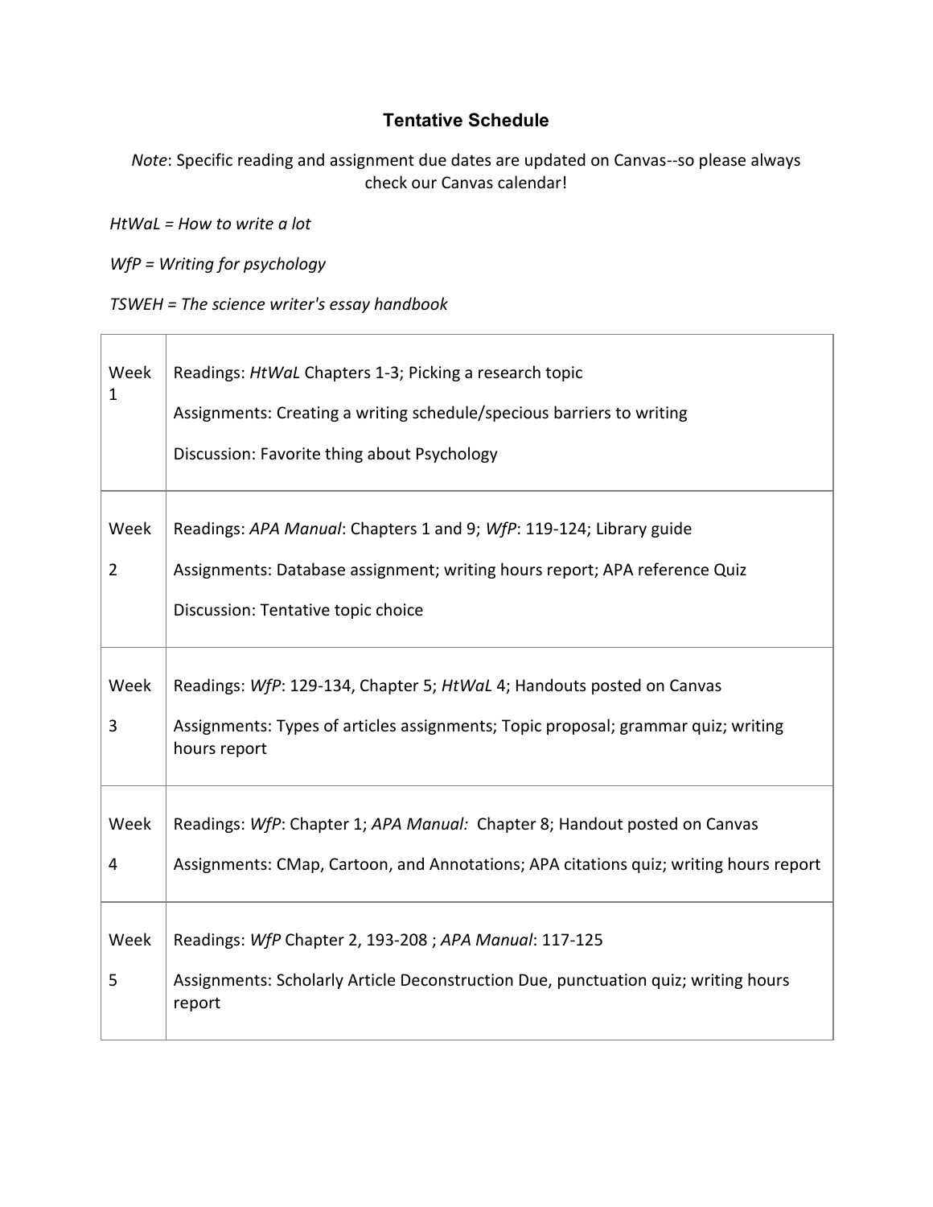## Tentative Schedule

*Note*: Specific reading and assignment due dates are updated on Canvas--so please always check our Canvas calendar!

*HtWaL = How to write a lot*

*WfP = Writing for psychology*

*TSWEH = The science writer's essay handbook*

| | |
|---|---|
| Week 1 | Readings: *HtWaL* Chapters 1-3; Picking a research topic<br><br>Assignments: Creating a writing schedule/specious barriers to writing<br><br>Discussion: Favorite thing about Psychology |
| Week 2 | Readings: *APA Manual*: Chapters 1 and 9; *WfP*: 119-124; Library guide<br><br>Assignments: Database assignment; writing hours report; APA reference Quiz<br><br>Discussion: Tentative topic choice |
| Week 3 | Readings: *WfP*: 129-134, Chapter 5; *HtWaL* 4; Handouts posted on Canvas<br><br>Assignments: Types of articles assignments; Topic proposal; grammar quiz; writing hours report |
| Week 4 | Readings: *WfP*: Chapter 1; *APA Manual:* Chapter 8; Handout posted on Canvas<br><br>Assignments: CMap, Cartoon, and Annotations; APA citations quiz; writing hours report |
| Week 5 | Readings: *WfP* Chapter 2, 193-208 ; *APA Manual*: 117-125<br><br>Assignments: Scholarly Article Deconstruction Due, punctuation quiz; writing hours report |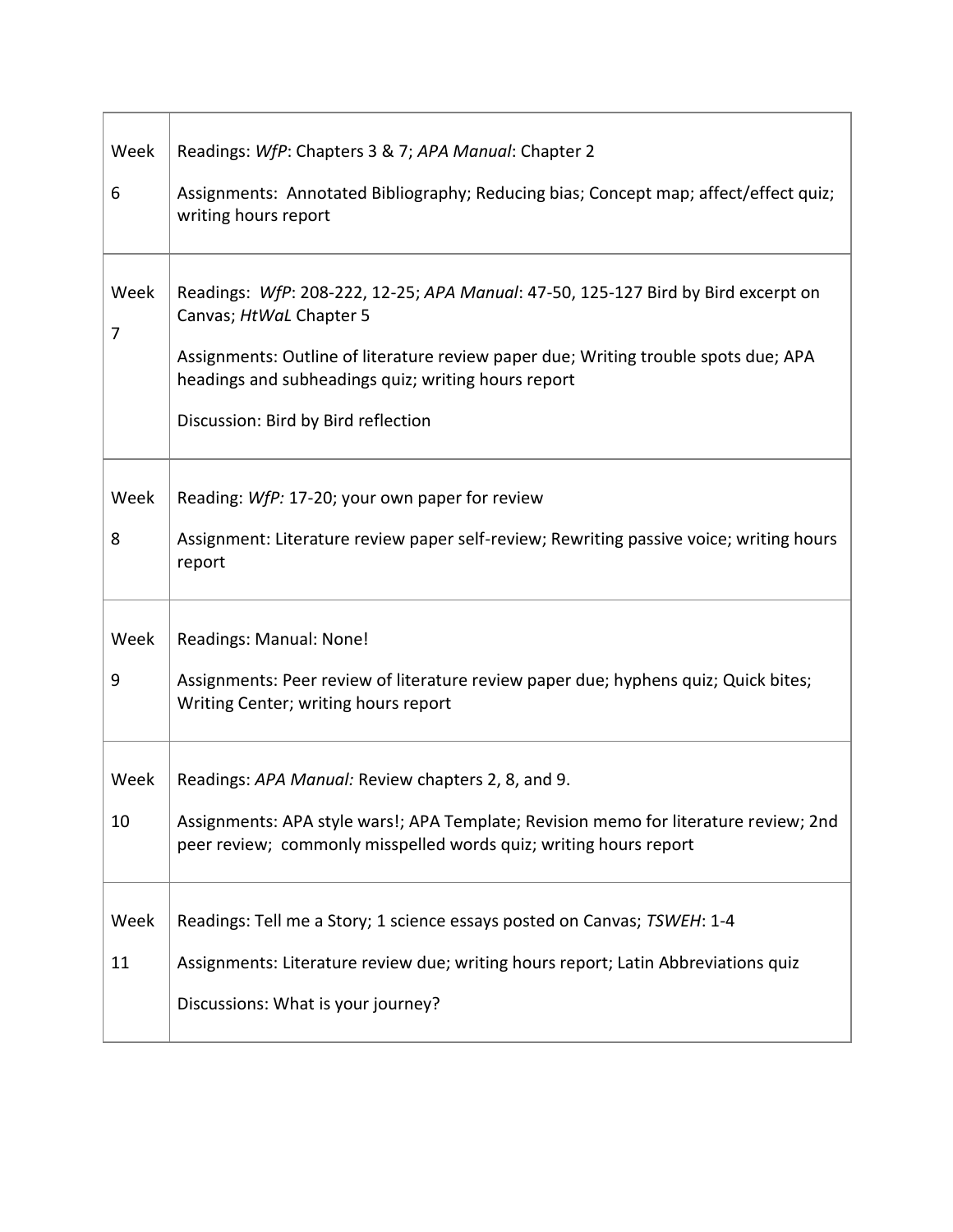| | |
|---|---|
| Week 6 | Readings: *WfP*: Chapters 3 & 7; *APA Manual*: Chapter 2<br><br>Assignments: Annotated Bibliography; Reducing bias; Concept map; affect/effect quiz; writing hours report |
| Week 7 | Readings: *WfP*: 208-222, 12-25; *APA Manual*: 47-50, 125-127 Bird by Bird excerpt on Canvas; *HtWaL* Chapter 5<br><br>Assignments: Outline of literature review paper due; Writing trouble spots due; APA headings and subheadings quiz; writing hours report<br><br>Discussion: Bird by Bird reflection |
| Week 8 | Reading: *WfP:* 17-20; your own paper for review<br><br>Assignment: Literature review paper self-review; Rewriting passive voice; writing hours report |
| Week 9 | Readings: Manual: None!<br><br>Assignments: Peer review of literature review paper due; hyphens quiz; Quick bites; Writing Center; writing hours report |
| Week 10 | Readings: *APA Manual:* Review chapters 2, 8, and 9.<br><br>Assignments: APA style wars!; APA Template; Revision memo for literature review; 2nd peer review; commonly misspelled words quiz; writing hours report |
| Week 11 | Readings: Tell me a Story; 1 science essays posted on Canvas; *TSWEH*: 1-4<br><br>Assignments: Literature review due; writing hours report; Latin Abbreviations quiz<br><br>Discussions: What is your journey? |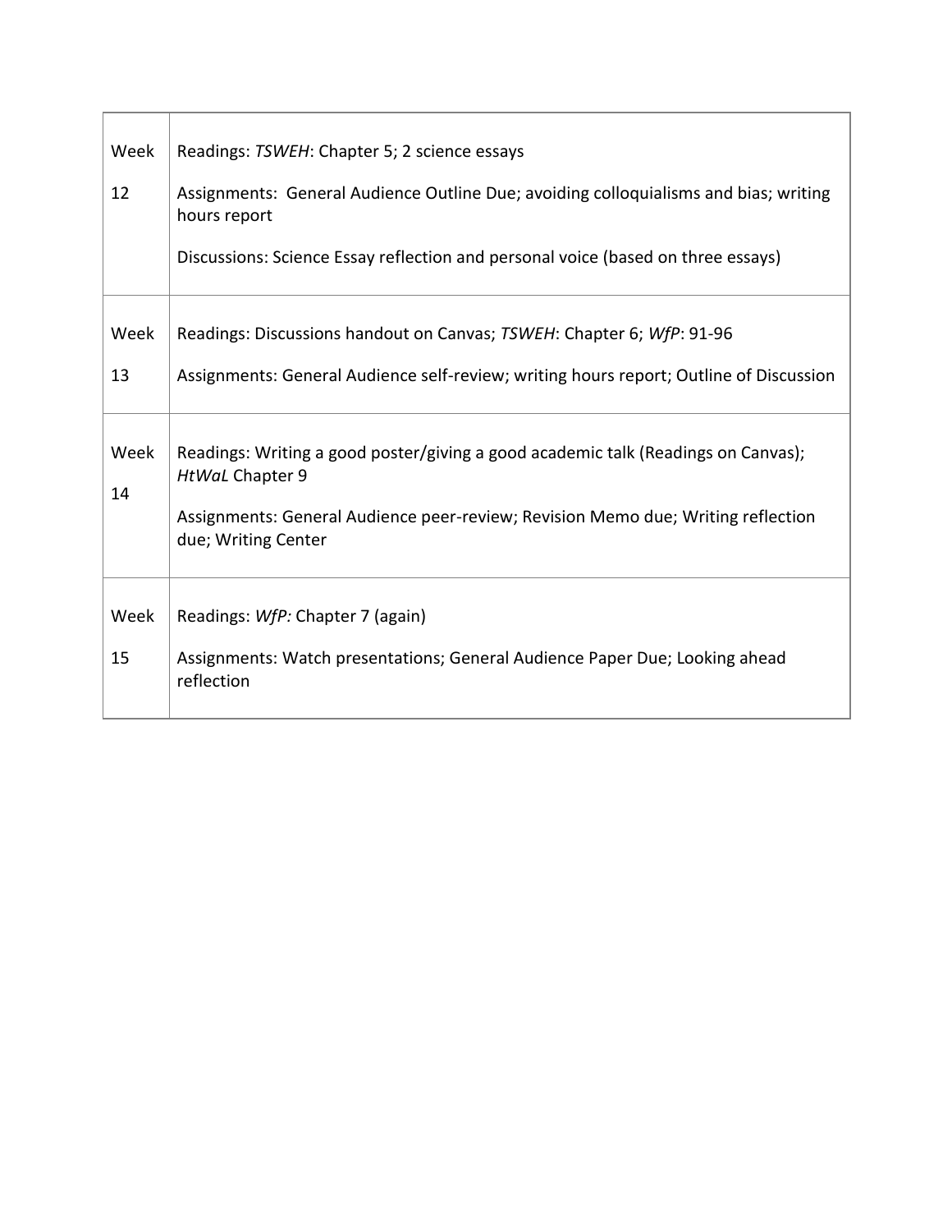| | |
|---|---|
| Week 12 | Readings: *TSWEH*: Chapter 5; 2 science essays<br><br>Assignments: General Audience Outline Due; avoiding colloquialisms and bias; writing hours report<br><br>Discussions: Science Essay reflection and personal voice (based on three essays) |
| Week 13 | Readings: Discussions handout on Canvas; *TSWEH*: Chapter 6; *WfP*: 91-96<br><br>Assignments: General Audience self-review; writing hours report; Outline of Discussion |
| Week 14 | Readings: Writing a good poster/giving a good academic talk (Readings on Canvas); *HtWaL* Chapter 9<br><br>Assignments: General Audience peer-review; Revision Memo due; Writing reflection due; Writing Center |
| Week 15 | Readings: *WfP:* Chapter 7 (again)<br><br>Assignments: Watch presentations; General Audience Paper Due; Looking ahead reflection |